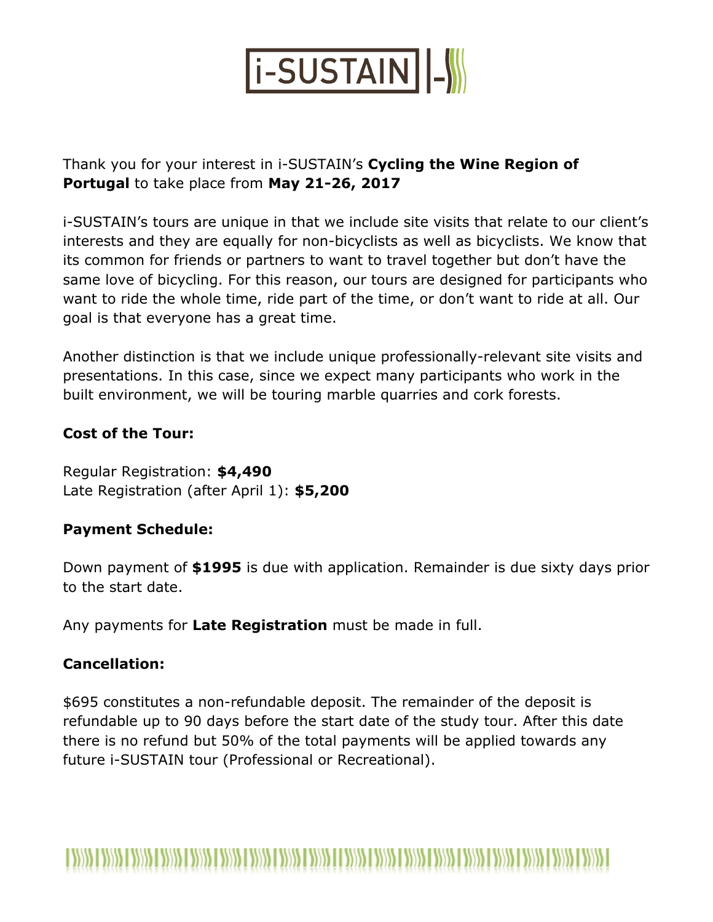Thank you for your interest in i-SUSTAIN's **Cycling the Wine Region of Portugal** to take place from **May 21-26, 2017**

i-SUSTAIN's tours are unique in that we include site visits that relate to our client's interests and they are equally for non-bicyclists as well as bicyclists. We know that its common for friends or partners to want to travel together but don't have the same love of bicycling. For this reason, our tours are designed for participants who want to ride the whole time, ride part of the time, or don't want to ride at all. Our goal is that everyone has a great time.

Another distinction is that we include unique professionally-relevant site visits and presentations. In this case, since we expect many participants who work in the built environment, we will be touring marble quarries and cork forests.

**Cost of the Tour:**

Regular Registration: **$4,490**
Late Registration (after April 1): **$5,200**

**Payment Schedule:**

Down payment of **$1995** is due with application. Remainder is due sixty days prior to the start date.

Any payments for **Late Registration** must be made in full.

**Cancellation:**

$695 constitutes a non-refundable deposit. The remainder of the deposit is refundable up to 90 days before the start date of the study tour. After this date there is no refund but 50% of the total payments will be applied towards any future i-SUSTAIN tour (Professional or Recreational).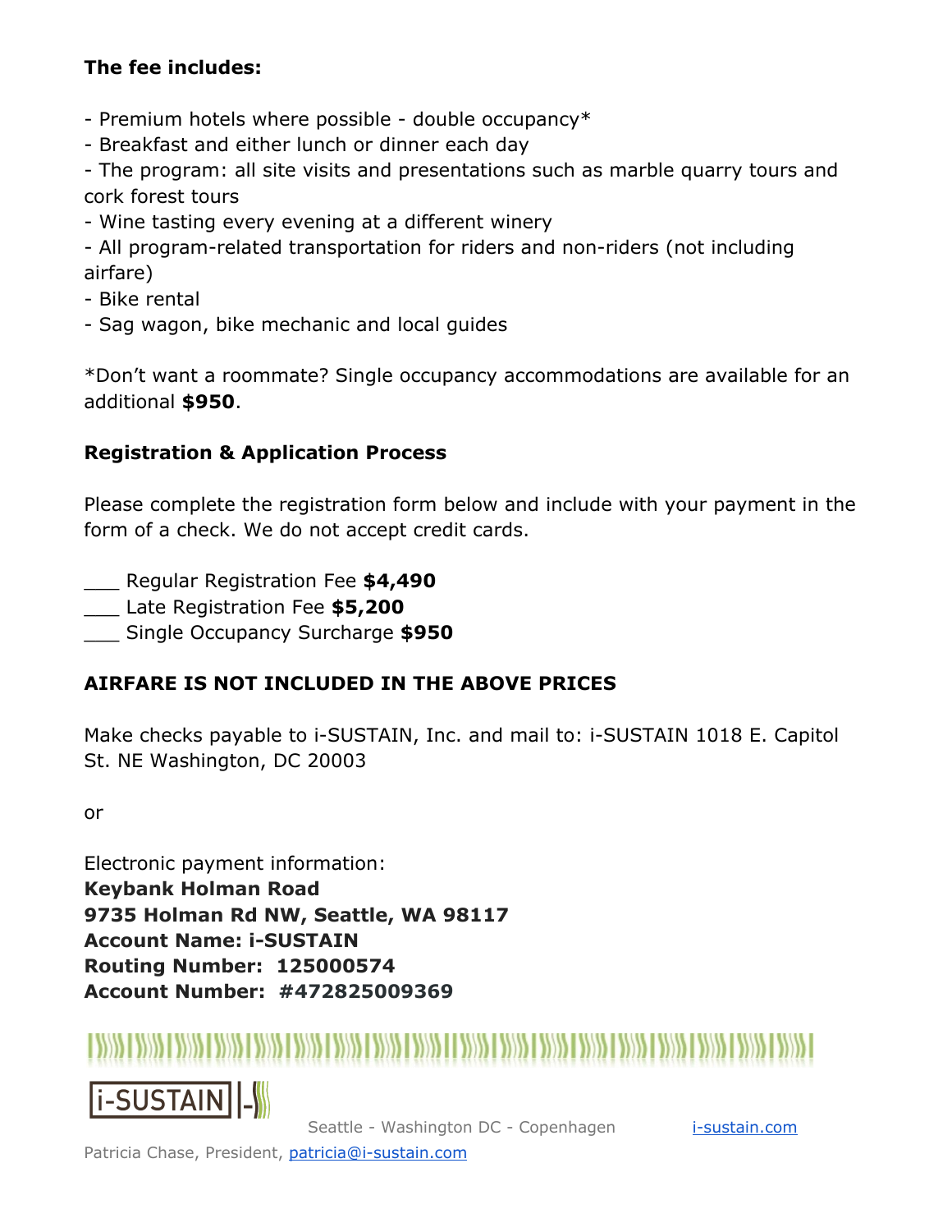**The fee includes:**

- Premium hotels where possible - double occupancy*
- Breakfast and either lunch or dinner each day
- The program: all site visits and presentations such as marble quarry tours and cork forest tours
- Wine tasting every evening at a different winery
- All program-related transportation for riders and non-riders (not including airfare)
- Bike rental
- Sag wagon, bike mechanic and local guides

*Don't want a roommate? Single occupancy accommodations are available for an additional **$950**.

**Registration & Application Process**

Please complete the registration form below and include with your payment in the form of a check. We do not accept credit cards.

___ Regular Registration Fee **$4,490**
___ Late Registration Fee **$5,200**
___ Single Occupancy Surcharge **$950**

**AIRFARE IS NOT INCLUDED IN THE ABOVE PRICES**

Make checks payable to i-SUSTAIN, Inc. and mail to: i-SUSTAIN 1018 E. Capitol St. NE Washington, DC 20003

or

Electronic payment information:
**Keybank Holman Road**
**9735 Holman Rd NW, Seattle, WA 98117**
**Account Name: i-SUSTAIN**
**Routing Number: 125000574**
**Account Number: #472825009369**

i-SUSTAIN

Seattle - Washington DC - Copenhagen i-sustain.com

Patricia Chase, President, patricia@i-sustain.com